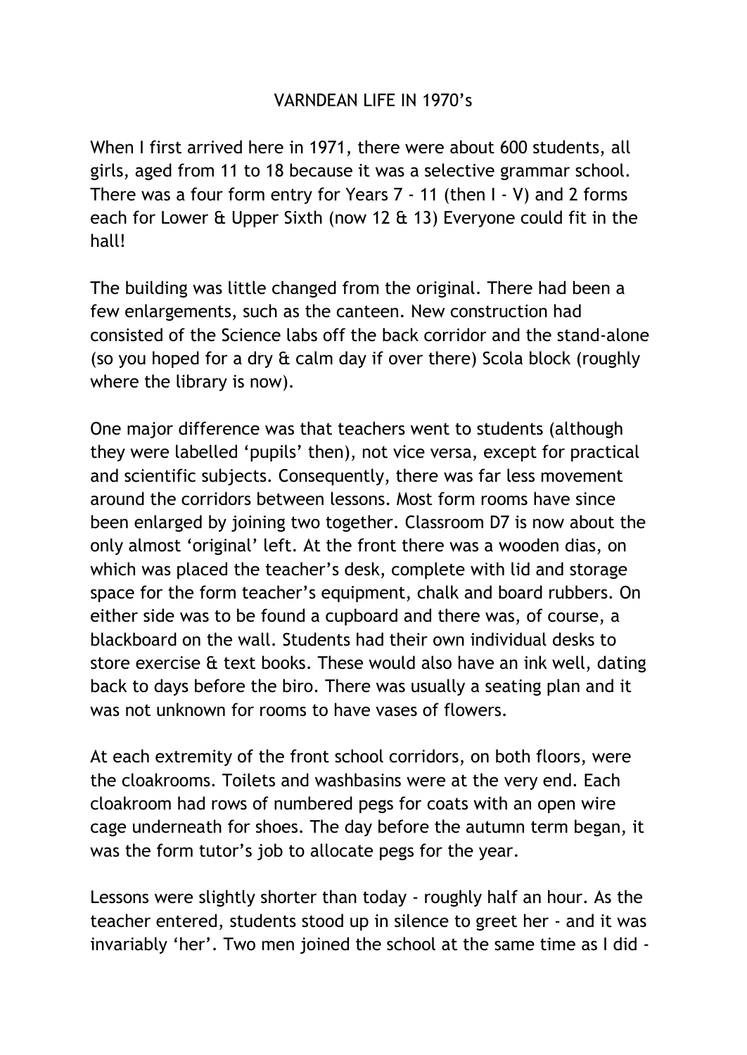# VARNDEAN LIFE IN 1970's

When I first arrived here in 1971, there were about 600 students, all girls, aged from 11 to 18 because it was a selective grammar school. There was a four form entry for Years 7 - 11 (then I - V) and 2 forms each for Lower & Upper Sixth (now 12 & 13) Everyone could fit in the hall!

The building was little changed from the original. There had been a few enlargements, such as the canteen. New construction had consisted of the Science labs off the back corridor and the stand-alone (so you hoped for a dry & calm day if over there) Scola block (roughly where the library is now).

One major difference was that teachers went to students (although they were labelled 'pupils' then), not vice versa, except for practical and scientific subjects. Consequently, there was far less movement around the corridors between lessons. Most form rooms have since been enlarged by joining two together. Classroom D7 is now about the only almost 'original' left. At the front there was a wooden dias, on which was placed the teacher's desk, complete with lid and storage space for the form teacher's equipment, chalk and board rubbers. On either side was to be found a cupboard and there was, of course, a blackboard on the wall. Students had their own individual desks to store exercise & text books. These would also have an ink well, dating back to days before the biro. There was usually a seating plan and it was not unknown for rooms to have vases of flowers.

At each extremity of the front school corridors, on both floors, were the cloakrooms. Toilets and washbasins were at the very end. Each cloakroom had rows of numbered pegs for coats with an open wire cage underneath for shoes. The day before the autumn term began, it was the form tutor's job to allocate pegs for the year.

Lessons were slightly shorter than today - roughly half an hour. As the teacher entered, students stood up in silence to greet her - and it was invariably 'her'. Two men joined the school at the same time as I did -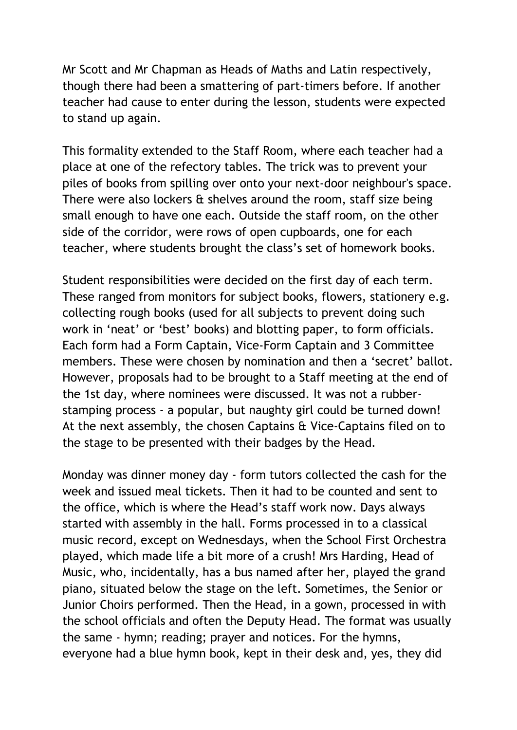Mr Scott and Mr Chapman as Heads of Maths and Latin respectively, though there had been a smattering of part-timers before. If another teacher had cause to enter during the lesson, students were expected to stand up again.

This formality extended to the Staff Room, where each teacher had a place at one of the refectory tables. The trick was to prevent your piles of books from spilling over onto your next-door neighbour's space. There were also lockers & shelves around the room, staff size being small enough to have one each. Outside the staff room, on the other side of the corridor, were rows of open cupboards, one for each teacher, where students brought the class's set of homework books.

Student responsibilities were decided on the first day of each term. These ranged from monitors for subject books, flowers, stationery e.g. collecting rough books (used for all subjects to prevent doing such work in 'neat' or 'best' books) and blotting paper, to form officials. Each form had a Form Captain, Vice-Form Captain and 3 Committee members. These were chosen by nomination and then a 'secret' ballot. However, proposals had to be brought to a Staff meeting at the end of the 1st day, where nominees were discussed. It was not a rubber-stamping process - a popular, but naughty girl could be turned down! At the next assembly, the chosen Captains & Vice-Captains filed on to the stage to be presented with their badges by the Head.

Monday was dinner money day - form tutors collected the cash for the week and issued meal tickets. Then it had to be counted and sent to the office, which is where the Head's staff work now. Days always started with assembly in the hall. Forms processed in to a classical music record, except on Wednesdays, when the School First Orchestra played, which made life a bit more of a crush! Mrs Harding, Head of Music, who, incidentally, has a bus named after her, played the grand piano, situated below the stage on the left. Sometimes, the Senior or Junior Choirs performed. Then the Head, in a gown, processed in with the school officials and often the Deputy Head. The format was usually the same - hymn; reading; prayer and notices. For the hymns, everyone had a blue hymn book, kept in their desk and, yes, they did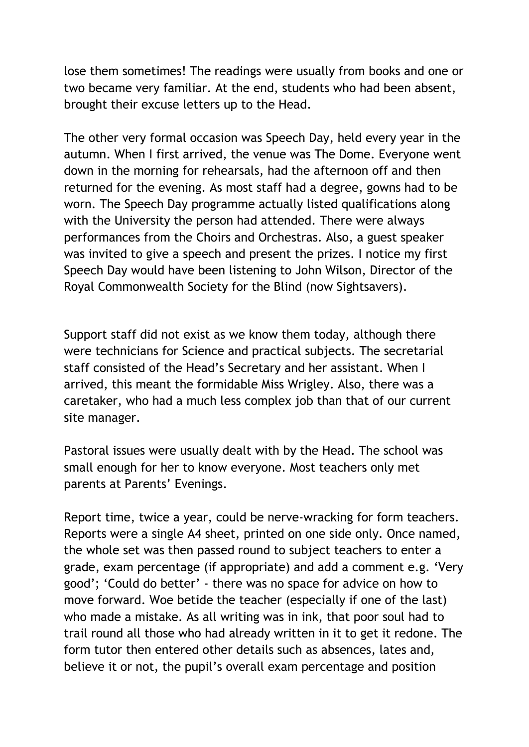lose them sometimes! The readings were usually from books and one or two became very familiar. At the end, students who had been absent, brought their excuse letters up to the Head.

The other very formal occasion was Speech Day, held every year in the autumn. When I first arrived, the venue was The Dome. Everyone went down in the morning for rehearsals, had the afternoon off and then returned for the evening. As most staff had a degree, gowns had to be worn. The Speech Day programme actually listed qualifications along with the University the person had attended. There were always performances from the Choirs and Orchestras. Also, a guest speaker was invited to give a speech and present the prizes. I notice my first Speech Day would have been listening to John Wilson, Director of the Royal Commonwealth Society for the Blind (now Sightsavers).

Support staff did not exist as we know them today, although there were technicians for Science and practical subjects. The secretarial staff consisted of the Head's Secretary and her assistant. When I arrived, this meant the formidable Miss Wrigley. Also, there was a caretaker, who had a much less complex job than that of our current site manager.

Pastoral issues were usually dealt with by the Head. The school was small enough for her to know everyone. Most teachers only met parents at Parents' Evenings.

Report time, twice a year, could be nerve-wracking for form teachers. Reports were a single A4 sheet, printed on one side only. Once named, the whole set was then passed round to subject teachers to enter a grade, exam percentage (if appropriate) and add a comment e.g. 'Very good'; 'Could do better' - there was no space for advice on how to move forward. Woe betide the teacher (especially if one of the last) who made a mistake. As all writing was in ink, that poor soul had to trail round all those who had already written in it to get it redone. The form tutor then entered other details such as absences, lates and, believe it or not, the pupil's overall exam percentage and position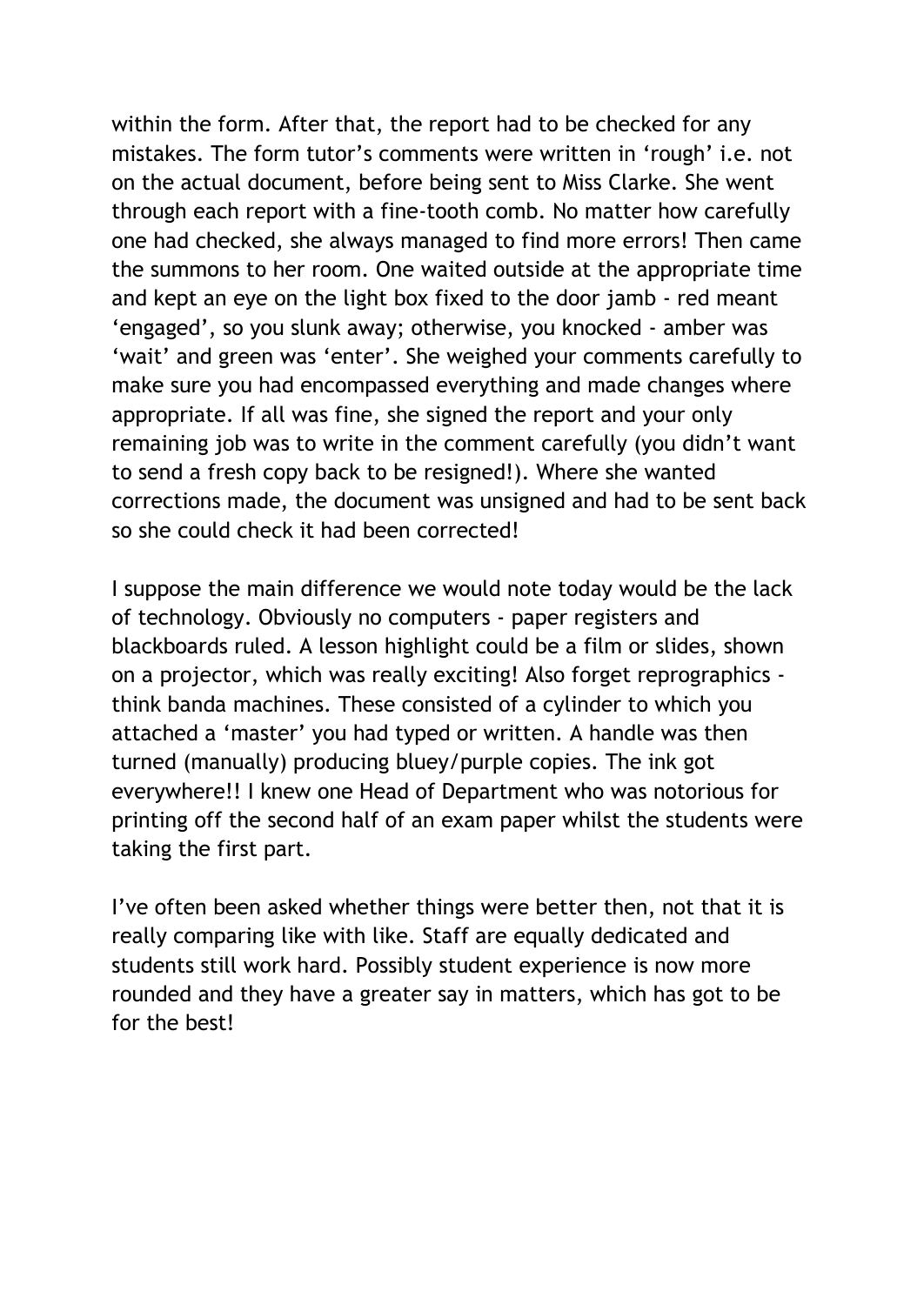within the form. After that, the report had to be checked for any mistakes. The form tutor's comments were written in 'rough' i.e. not on the actual document, before being sent to Miss Clarke. She went through each report with a fine-tooth comb. No matter how carefully one had checked, she always managed to find more errors! Then came the summons to her room. One waited outside at the appropriate time and kept an eye on the light box fixed to the door jamb - red meant 'engaged', so you slunk away; otherwise, you knocked - amber was 'wait' and green was 'enter'. She weighed your comments carefully to make sure you had encompassed everything and made changes where appropriate. If all was fine, she signed the report and your only remaining job was to write in the comment carefully (you didn't want to send a fresh copy back to be resigned!). Where she wanted corrections made, the document was unsigned and had to be sent back so she could check it had been corrected!

I suppose the main difference we would note today would be the lack of technology. Obviously no computers - paper registers and blackboards ruled. A lesson highlight could be a film or slides, shown on a projector, which was really exciting! Also forget reprographics - think banda machines. These consisted of a cylinder to which you attached a 'master' you had typed or written. A handle was then turned (manually) producing bluey/purple copies. The ink got everywhere!! I knew one Head of Department who was notorious for printing off the second half of an exam paper whilst the students were taking the first part.

I've often been asked whether things were better then, not that it is really comparing like with like. Staff are equally dedicated and students still work hard. Possibly student experience is now more rounded and they have a greater say in matters, which has got to be for the best!